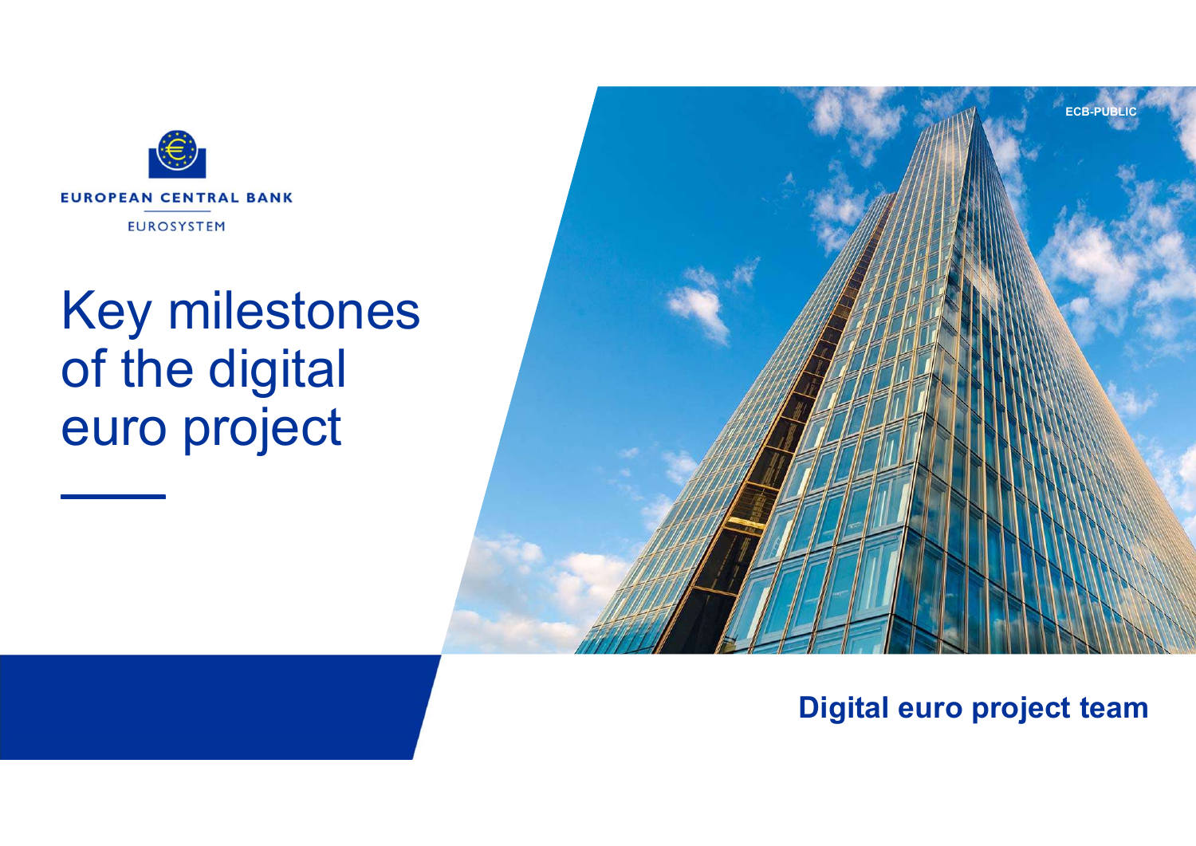EUROPEAN CENTRAL BANK

EUROSYSTEM

ECB-PUBLIC

# Key milestones of the digital euro project

**Digital euro project team**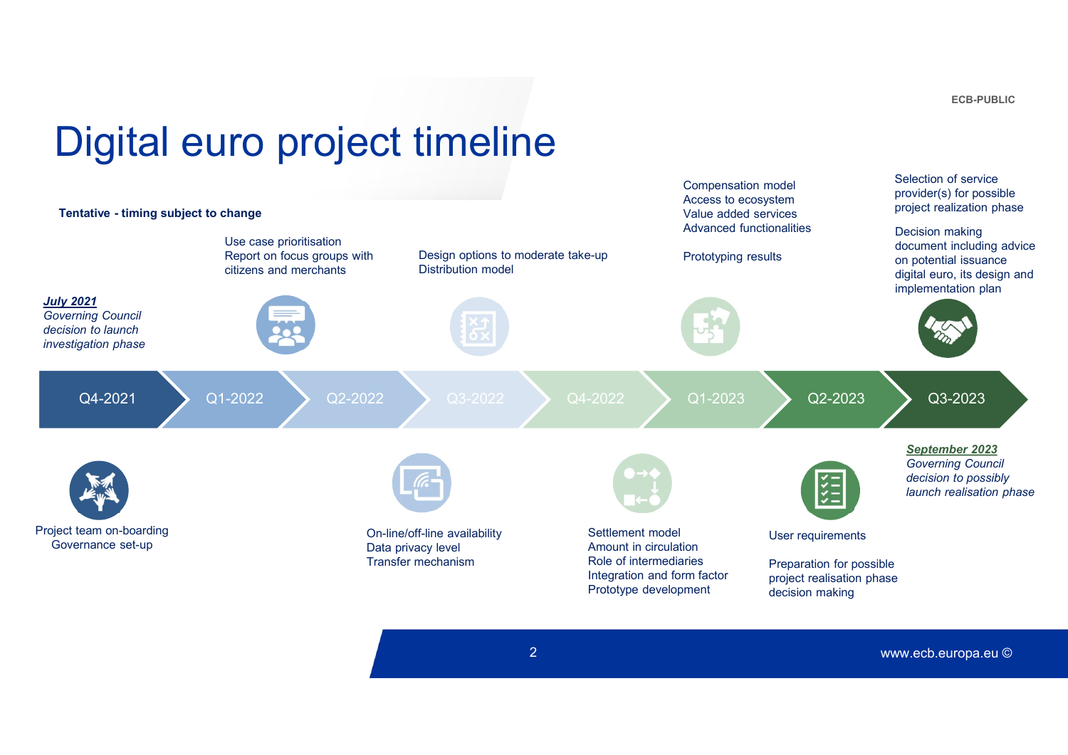# Digital euro project timeline

**Tentative - timing subject to change**

***July 2021***
*Governing Council decision to launch investigation phase*

| Quarter | Above the timeline | Below the timeline |
|---|---|---|
| Q4-2021 | | Project team on-boarding<br>Governance set-up |
| Q1-2022 | Use case prioritisation<br>Report on focus groups with citizens and merchants | |
| Q2-2022 | | |
| Q3-2022 | Design options to moderate take-up<br>Distribution model | On-line/off-line availability<br>Data privacy level<br>Transfer mechanism |
| Q4-2022 | | Settlement model<br>Amount in circulation<br>Role of intermediaries<br>Integration and form factor<br>Prototype development |
| Q1-2023 | Compensation model<br>Access to ecosystem<br>Value added services<br>Advanced functionalities<br><br>Prototyping results | |
| Q2-2023 | | User requirements<br><br>Preparation for possible project realisation phase decision making |
| Q3-2023 | Selection of service provider(s) for possible project realization phase<br><br>Decision making document including advice on potential issuance digital euro, its design and implementation plan | |

***September 2023***
*Governing Council decision to possibly launch realisation phase*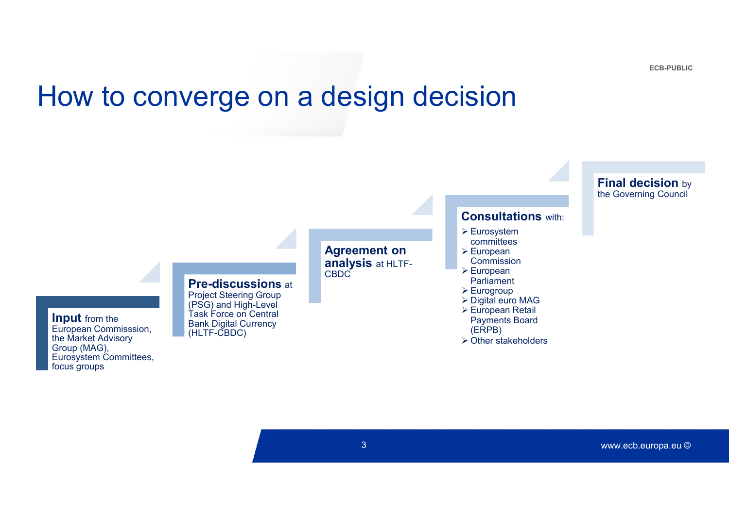# How to converge on a design decision

**Input** from the European Commisssion, the Market Advisory Group (MAG), Eurosystem Committees, focus groups

**Pre-discussions** at Project Steering Group (PSG) and High-Level Task Force on Central Bank Digital Currency (HLTF-CBDC)

**Agreement on analysis** at HLTF-CBDC

**Consultations** with:

- Eurosystem committees
- European Commission
- European Parliament
- Eurogroup
- Digital euro MAG
- European Retail Payments Board (ERPB)
- Other stakeholders

**Final decision** by the Governing Council